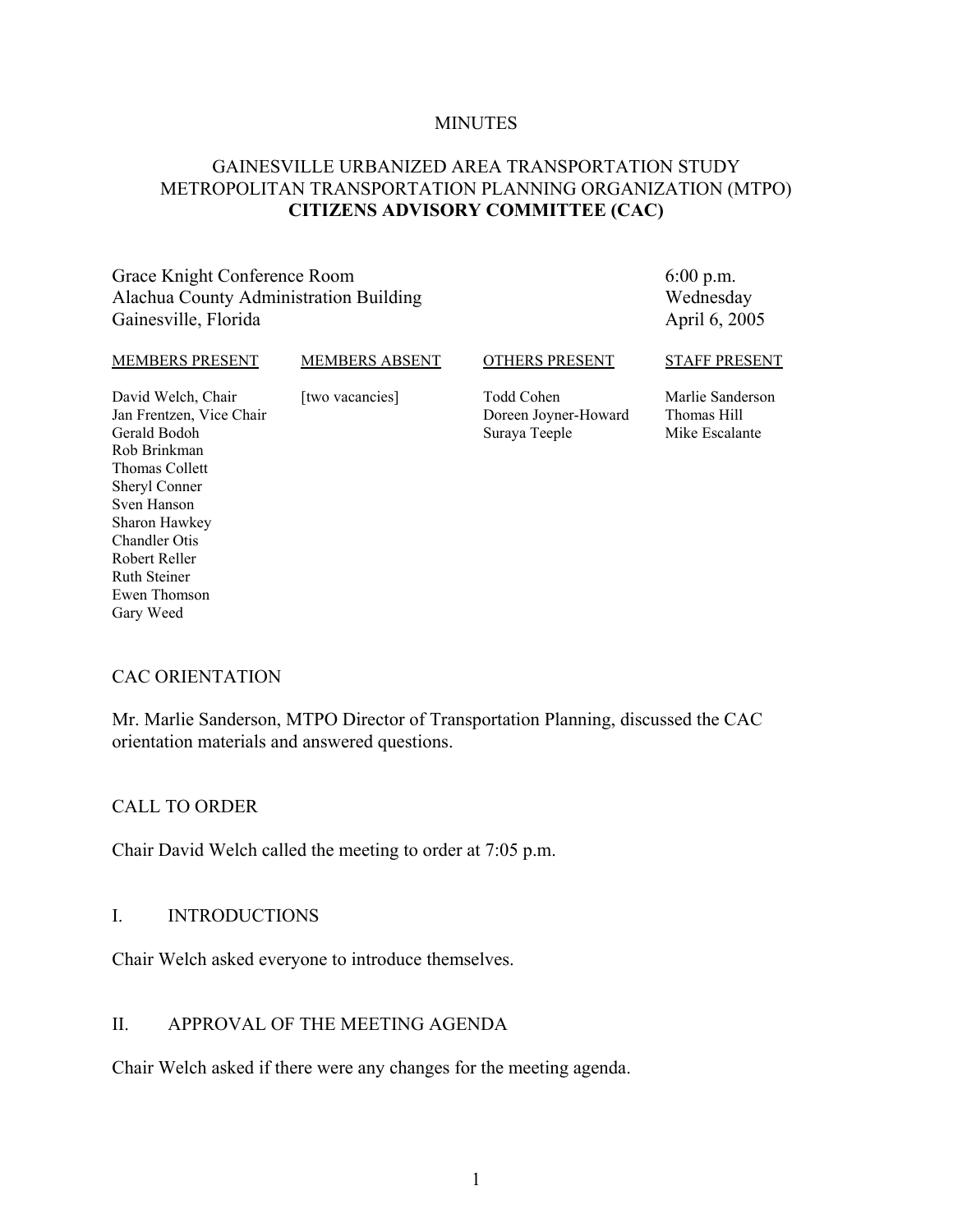MINUTES

# GAINESVILLE URBANIZED AREA TRANSPORTATION STUDY
# METROPOLITAN TRANSPORTATION PLANNING ORGANIZATION (MTPO)
# **CITIZENS ADVISORY COMMITTEE (CAC)**

Grace Knight Conference Room  
Alachua County Administration Building  
Gainesville, Florida

6:00 p.m.  
Wednesday  
April 6, 2005

| MEMBERS PRESENT | MEMBERS ABSENT | OTHERS PRESENT | STAFF PRESENT |
|---|---|---|---|
| David Welch, Chair | [two vacancies] | Todd Cohen | Marlie Sanderson |
| Jan Frentzen, Vice Chair | | Doreen Joyner-Howard | Thomas Hill |
| Gerald Bodoh | | Suraya Teeple | Mike Escalante |
| Rob Brinkman | | | |
| Thomas Collett | | | |
| Sheryl Conner | | | |
| Sven Hanson | | | |
| Sharon Hawkey | | | |
| Chandler Otis | | | |
| Robert Reller | | | |
| Ruth Steiner | | | |
| Ewen Thomson | | | |
| Gary Weed | | | |

## CAC ORIENTATION

Mr. Marlie Sanderson, MTPO Director of Transportation Planning, discussed the CAC orientation materials and answered questions.

## CALL TO ORDER

Chair David Welch called the meeting to order at 7:05 p.m.

## I. INTRODUCTIONS

Chair Welch asked everyone to introduce themselves.

## II. APPROVAL OF THE MEETING AGENDA

Chair Welch asked if there were any changes for the meeting agenda.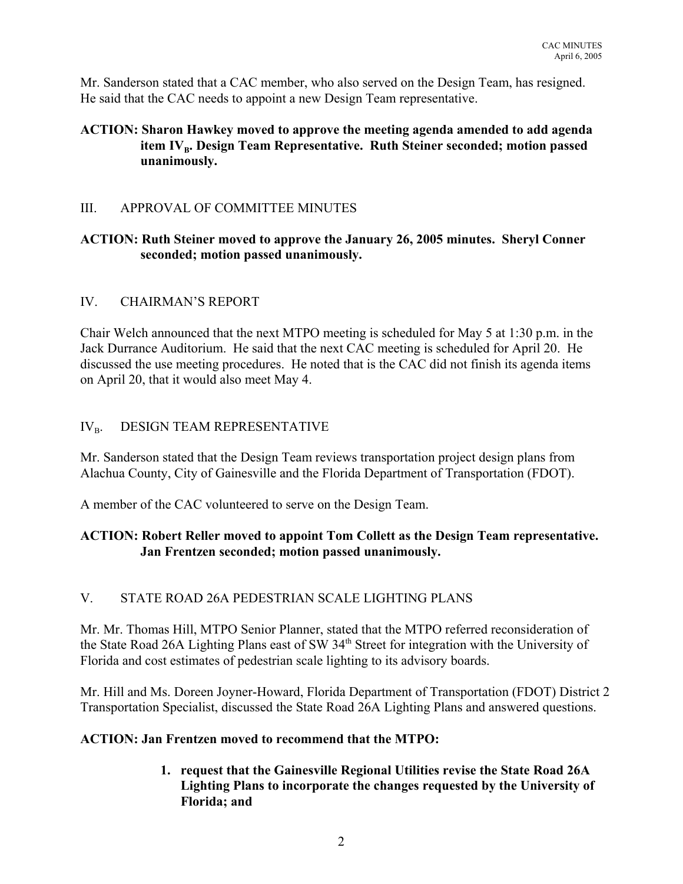Mr. Sanderson stated that a CAC member, who also served on the Design Team, has resigned. He said that the CAC needs to appoint a new Design Team representative.

**ACTION: Sharon Hawkey moved to approve the meeting agenda amended to add agenda item $IV_B$. Design Team Representative. Ruth Steiner seconded; motion passed unanimously.**

## III. APPROVAL OF COMMITTEE MINUTES

**ACTION: Ruth Steiner moved to approve the January 26, 2005 minutes. Sheryl Conner seconded; motion passed unanimously.**

## IV. CHAIRMAN'S REPORT

Chair Welch announced that the next MTPO meeting is scheduled for May 5 at 1:30 p.m. in the Jack Durrance Auditorium. He said that the next CAC meeting is scheduled for April 20. He discussed the use meeting procedures. He noted that is the CAC did not finish its agenda items on April 20, that it would also meet May 4.

## $IV_B$. DESIGN TEAM REPRESENTATIVE

Mr. Sanderson stated that the Design Team reviews transportation project design plans from Alachua County, City of Gainesville and the Florida Department of Transportation (FDOT).

A member of the CAC volunteered to serve on the Design Team.

**ACTION: Robert Reller moved to appoint Tom Collett as the Design Team representative. Jan Frentzen seconded; motion passed unanimously.**

## V. STATE ROAD 26A PEDESTRIAN SCALE LIGHTING PLANS

Mr. Mr. Thomas Hill, MTPO Senior Planner, stated that the MTPO referred reconsideration of the State Road 26A Lighting Plans east of SW 34th Street for integration with the University of Florida and cost estimates of pedestrian scale lighting to its advisory boards.

Mr. Hill and Ms. Doreen Joyner-Howard, Florida Department of Transportation (FDOT) District 2 Transportation Specialist, discussed the State Road 26A Lighting Plans and answered questions.

**ACTION: Jan Frentzen moved to recommend that the MTPO:**

1. **request that the Gainesville Regional Utilities revise the State Road 26A Lighting Plans to incorporate the changes requested by the University of Florida; and**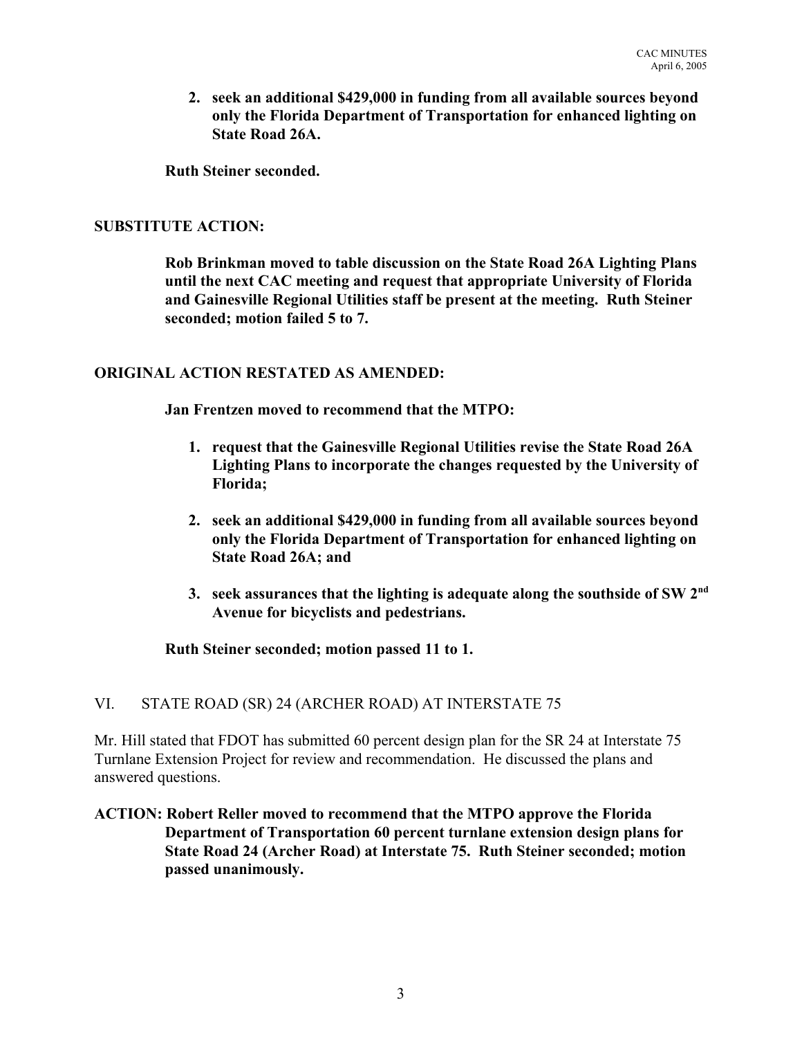**2. seek an additional $429,000 in funding from all available sources beyond only the Florida Department of Transportation for enhanced lighting on State Road 26A.**

**Ruth Steiner seconded.**

**SUBSTITUTE ACTION:**

**Rob Brinkman moved to table discussion on the State Road 26A Lighting Plans until the next CAC meeting and request that appropriate University of Florida and Gainesville Regional Utilities staff be present at the meeting. Ruth Steiner seconded; motion failed 5 to 7.**

**ORIGINAL ACTION RESTATED AS AMENDED:**

**Jan Frentzen moved to recommend that the MTPO:**

1. **request that the Gainesville Regional Utilities revise the State Road 26A Lighting Plans to incorporate the changes requested by the University of Florida;**

2. **seek an additional $429,000 in funding from all available sources beyond only the Florida Department of Transportation for enhanced lighting on State Road 26A; and**

3. **seek assurances that the lighting is adequate along the southside of SW 2nd Avenue for bicyclists and pedestrians.**

**Ruth Steiner seconded; motion passed 11 to 1.**

VI. STATE ROAD (SR) 24 (ARCHER ROAD) AT INTERSTATE 75

Mr. Hill stated that FDOT has submitted 60 percent design plan for the SR 24 at Interstate 75 Turnlane Extension Project for review and recommendation. He discussed the plans and answered questions.

**ACTION: Robert Reller moved to recommend that the MTPO approve the Florida Department of Transportation 60 percent turnlane extension design plans for State Road 24 (Archer Road) at Interstate 75. Ruth Steiner seconded; motion passed unanimously.**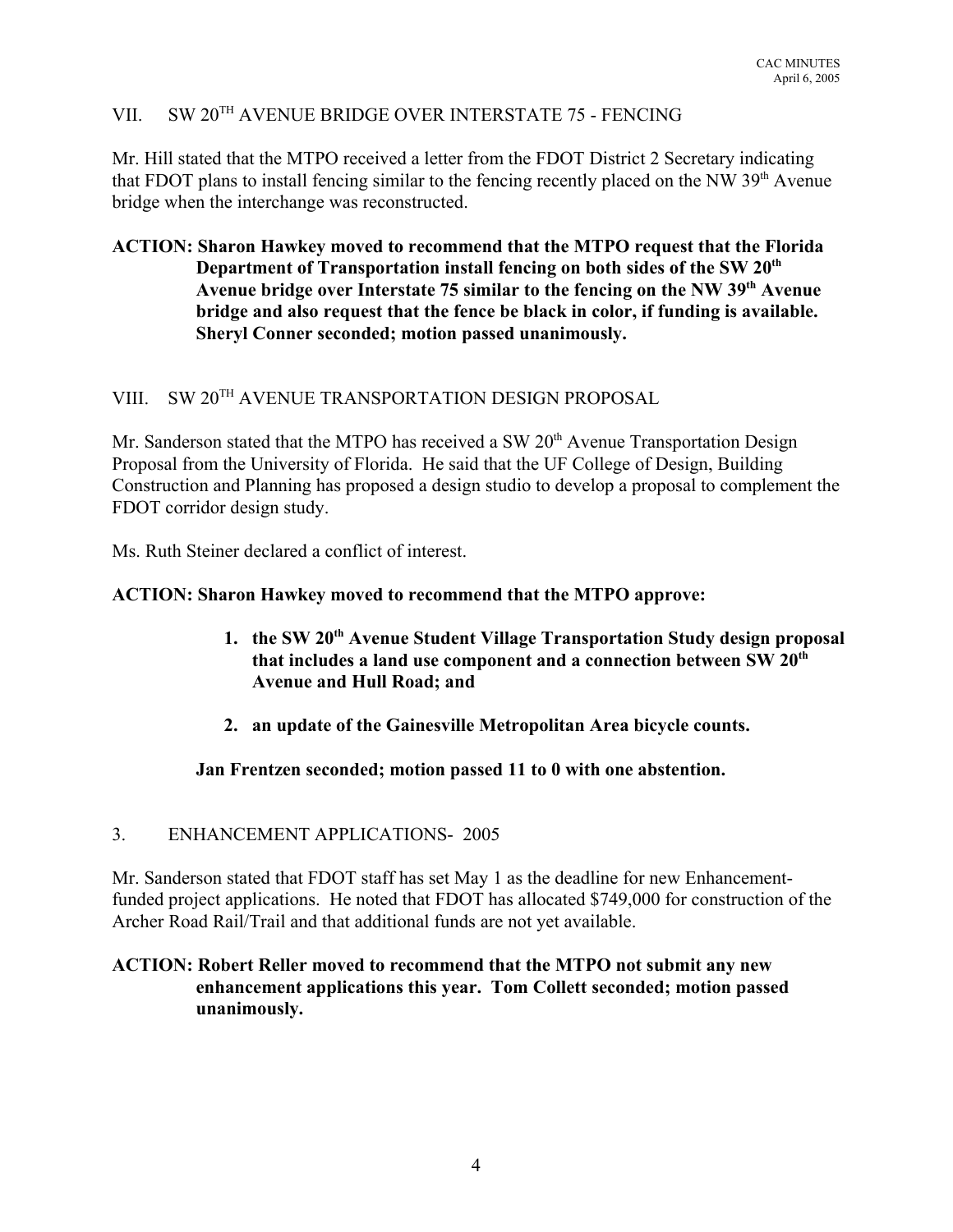## VII. SW 20TH AVENUE BRIDGE OVER INTERSTATE 75 - FENCING

Mr. Hill stated that the MTPO received a letter from the FDOT District 2 Secretary indicating that FDOT plans to install fencing similar to the fencing recently placed on the NW 39th Avenue bridge when the interchange was reconstructed.

**ACTION: Sharon Hawkey moved to recommend that the MTPO request that the Florida Department of Transportation install fencing on both sides of the SW 20th Avenue bridge over Interstate 75 similar to the fencing on the NW 39th Avenue bridge and also request that the fence be black in color, if funding is available. Sheryl Conner seconded; motion passed unanimously.**

## VIII. SW 20TH AVENUE TRANSPORTATION DESIGN PROPOSAL

Mr. Sanderson stated that the MTPO has received a SW 20th Avenue Transportation Design Proposal from the University of Florida. He said that the UF College of Design, Building Construction and Planning has proposed a design studio to develop a proposal to complement the FDOT corridor design study.

Ms. Ruth Steiner declared a conflict of interest.

**ACTION: Sharon Hawkey moved to recommend that the MTPO approve:**

1. **the SW 20th Avenue Student Village Transportation Study design proposal that includes a land use component and a connection between SW 20th Avenue and Hull Road; and**
2. **an update of the Gainesville Metropolitan Area bicycle counts.**

**Jan Frentzen seconded; motion passed 11 to 0 with one abstention.**

## 3. ENHANCEMENT APPLICATIONS- 2005

Mr. Sanderson stated that FDOT staff has set May 1 as the deadline for new Enhancement-funded project applications. He noted that FDOT has allocated $749,000 for construction of the Archer Road Rail/Trail and that additional funds are not yet available.

**ACTION: Robert Reller moved to recommend that the MTPO not submit any new enhancement applications this year. Tom Collett seconded; motion passed unanimously.**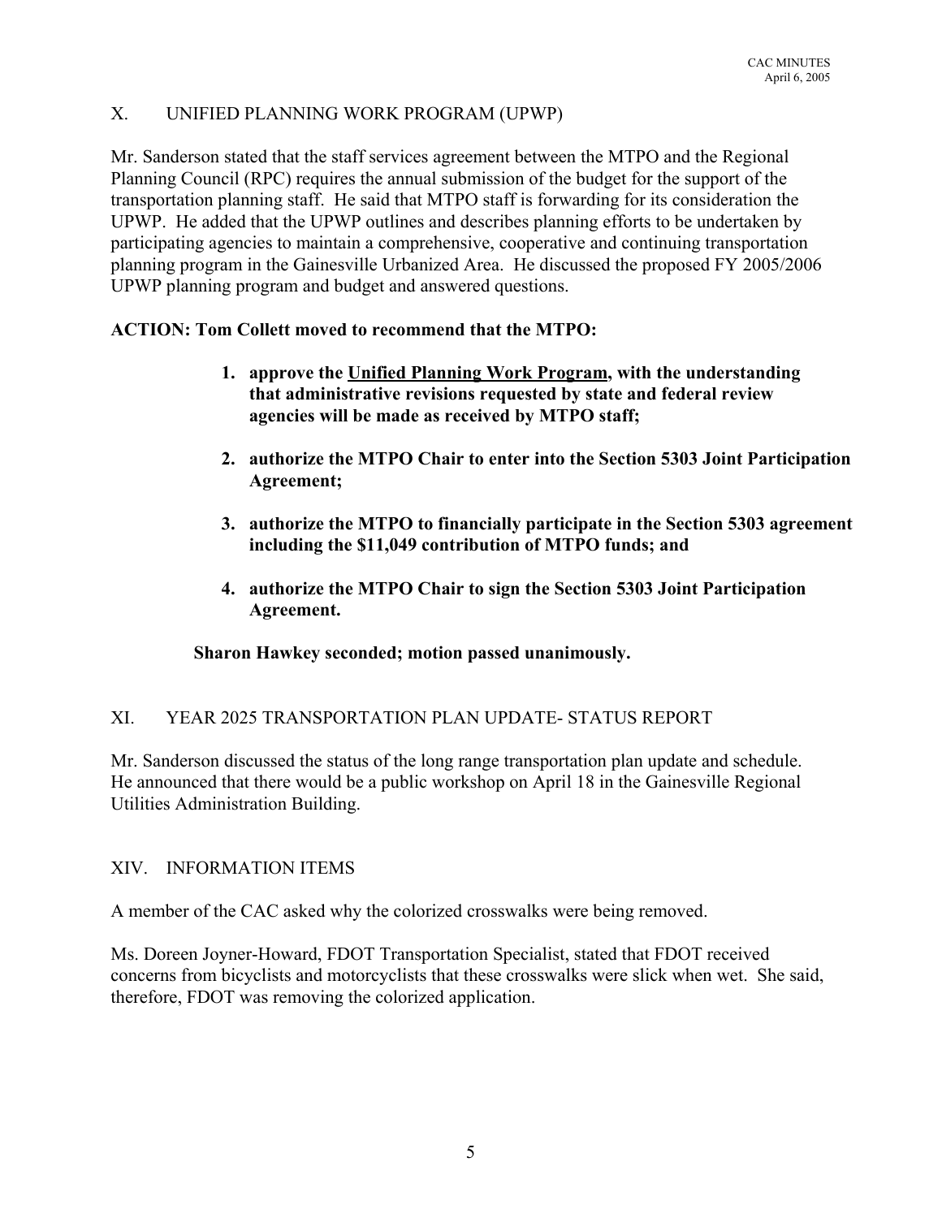## X. UNIFIED PLANNING WORK PROGRAM (UPWP)

Mr. Sanderson stated that the staff services agreement between the MTPO and the Regional Planning Council (RPC) requires the annual submission of the budget for the support of the transportation planning staff. He said that MTPO staff is forwarding for its consideration the UPWP. He added that the UPWP outlines and describes planning efforts to be undertaken by participating agencies to maintain a comprehensive, cooperative and continuing transportation planning program in the Gainesville Urbanized Area. He discussed the proposed FY 2005/2006 UPWP planning program and budget and answered questions.

**ACTION: Tom Collett moved to recommend that the MTPO:**

1. **approve the <u>Unified Planning Work Program</u>, with the understanding that administrative revisions requested by state and federal review agencies will be made as received by MTPO staff;**
2. **authorize the MTPO Chair to enter into the Section 5303 Joint Participation Agreement;**
3. **authorize the MTPO to financially participate in the Section 5303 agreement including the $11,049 contribution of MTPO funds; and**
4. **authorize the MTPO Chair to sign the Section 5303 Joint Participation Agreement.**

**Sharon Hawkey seconded; motion passed unanimously.**

## XI. YEAR 2025 TRANSPORTATION PLAN UPDATE- STATUS REPORT

Mr. Sanderson discussed the status of the long range transportation plan update and schedule. He announced that there would be a public workshop on April 18 in the Gainesville Regional Utilities Administration Building.

## XIV. INFORMATION ITEMS

A member of the CAC asked why the colorized crosswalks were being removed.

Ms. Doreen Joyner-Howard, FDOT Transportation Specialist, stated that FDOT received concerns from bicyclists and motorcyclists that these crosswalks were slick when wet. She said, therefore, FDOT was removing the colorized application.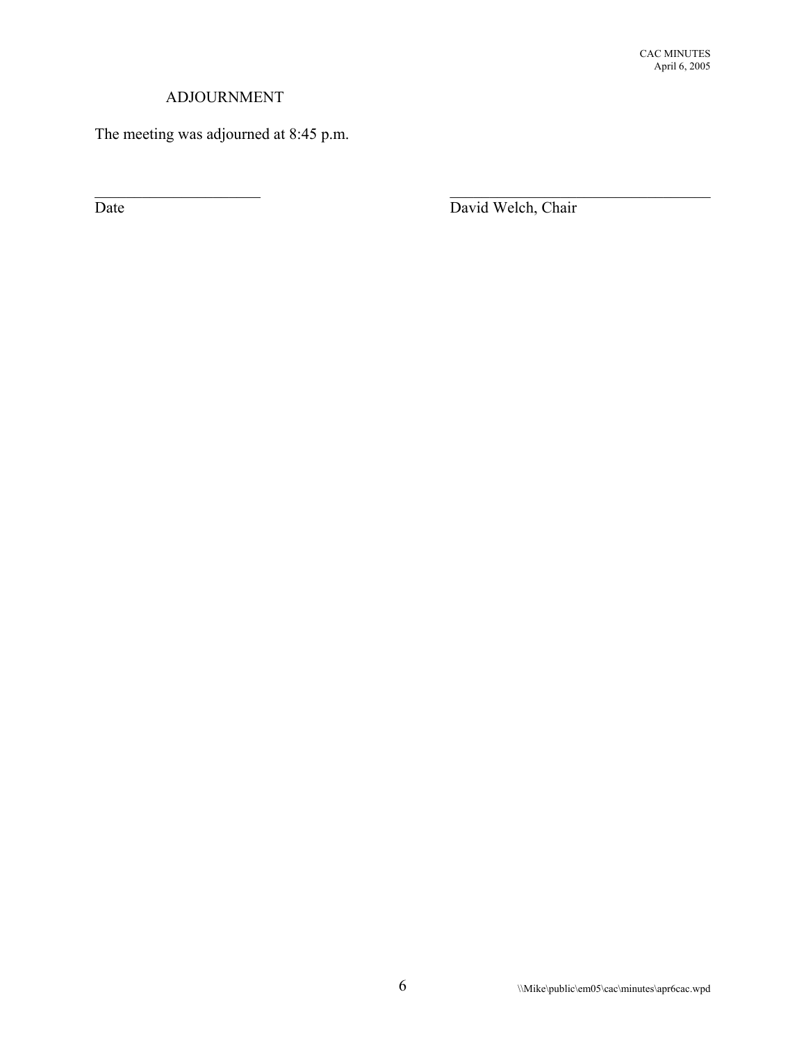## ADJOURNMENT

The meeting was adjourned at 8:45 p.m.

\_\_\_\_\_\_\_\_\_\_\_\_\_\_\_\_\_\_\_\_\_\_ \_\_\_\_\_\_\_\_\_\_\_\_\_\_\_\_\_\_\_\_\_\_\_\_\_\_\_\_\_\_\_\_\_\_\_

Date David Welch, Chair